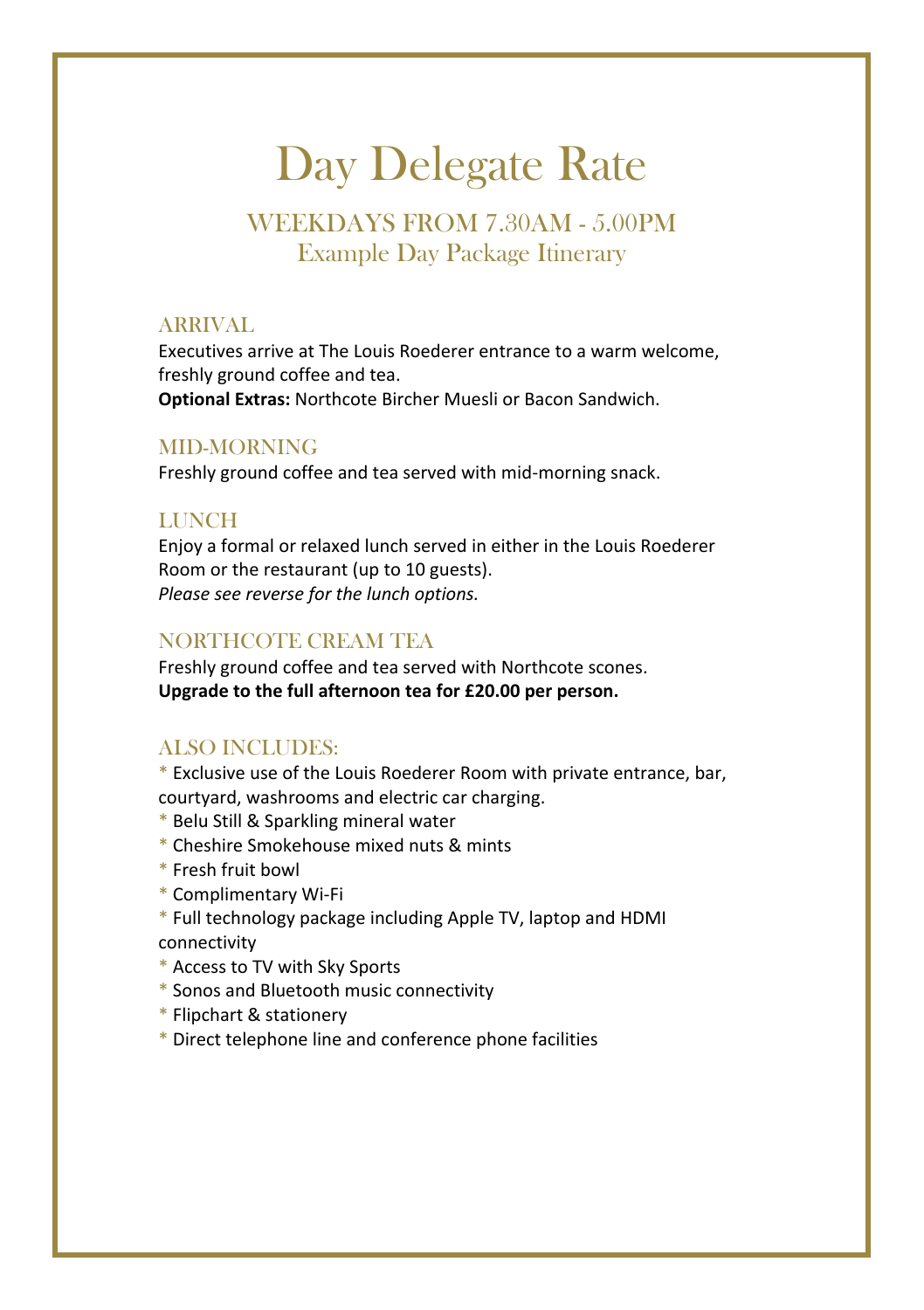# Day Delegate Rate

## WEEKDAYS FROM 7.30AM - 5.00PM
Example Day Package Itinerary

### ARRIVAL

Executives arrive at The Louis Roederer entrance to a warm welcome, freshly ground coffee and tea.
**Optional Extras:** Northcote Bircher Muesli or Bacon Sandwich.

### MID-MORNING

Freshly ground coffee and tea served with mid-morning snack.

### LUNCH

Enjoy a formal or relaxed lunch served in either in the Louis Roederer Room or the restaurant (up to 10 guests).
*Please see reverse for the lunch options.*

### NORTHCOTE CREAM TEA

Freshly ground coffee and tea served with Northcote scones.
**Upgrade to the full afternoon tea for £20.00 per person.**

### ALSO INCLUDES:

* Exclusive use of the Louis Roederer Room with private entrance, bar, courtyard, washrooms and electric car charging.
* Belu Still & Sparkling mineral water
* Cheshire Smokehouse mixed nuts & mints
* Fresh fruit bowl
* Complimentary Wi-Fi
* Full technology package including Apple TV, laptop and HDMI connectivity
* Access to TV with Sky Sports
* Sonos and Bluetooth music connectivity
* Flipchart & stationery
* Direct telephone line and conference phone facilities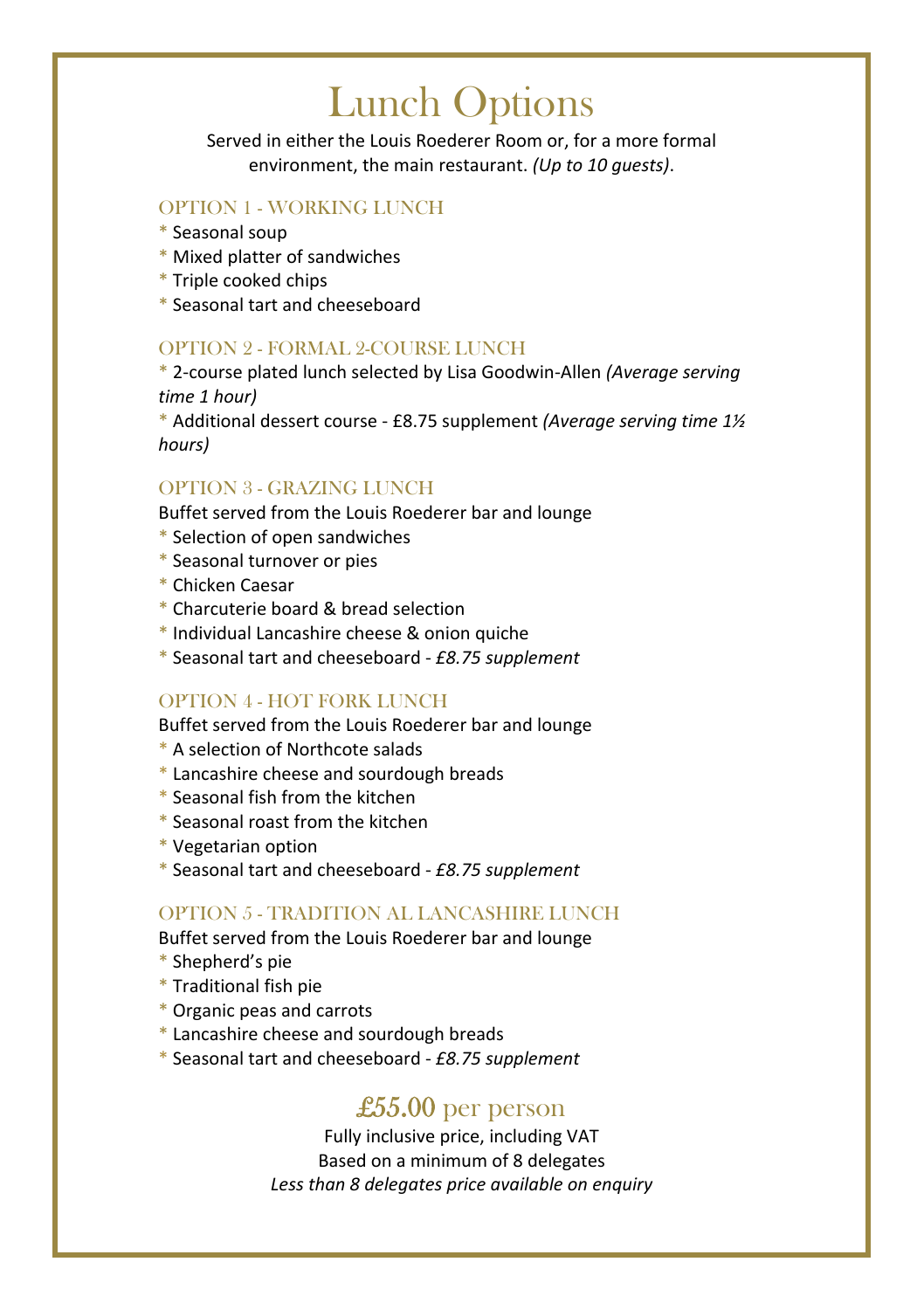# Lunch Options

Served in either the Louis Roederer Room or, for a more formal environment, the main restaurant. *(Up to 10 guests)*.

## OPTION 1 - WORKING LUNCH

* Seasonal soup
* Mixed platter of sandwiches
* Triple cooked chips
* Seasonal tart and cheeseboard

## OPTION 2 - FORMAL 2-COURSE LUNCH

* 2-course plated lunch selected by Lisa Goodwin-Allen *(Average serving time 1 hour)*
* Additional dessert course - £8.75 supplement *(Average serving time 1½ hours)*

## OPTION 3 - GRAZING LUNCH

Buffet served from the Louis Roederer bar and lounge

* Selection of open sandwiches
* Seasonal turnover or pies
* Chicken Caesar
* Charcuterie board & bread selection
* Individual Lancashire cheese & onion quiche
* Seasonal tart and cheeseboard - *£8.75 supplement*

## OPTION 4 - HOT FORK LUNCH

Buffet served from the Louis Roederer bar and lounge

* A selection of Northcote salads
* Lancashire cheese and sourdough breads
* Seasonal fish from the kitchen
* Seasonal roast from the kitchen
* Vegetarian option
* Seasonal tart and cheeseboard - *£8.75 supplement*

## OPTION 5 - TRADITION AL LANCASHIRE LUNCH

Buffet served from the Louis Roederer bar and lounge

* Shepherd's pie
* Traditional fish pie
* Organic peas and carrots
* Lancashire cheese and sourdough breads
* Seasonal tart and cheeseboard - *£8.75 supplement*

## £55.00 per person

Fully inclusive price, including VAT
Based on a minimum of 8 delegates
*Less than 8 delegates price available on enquiry*